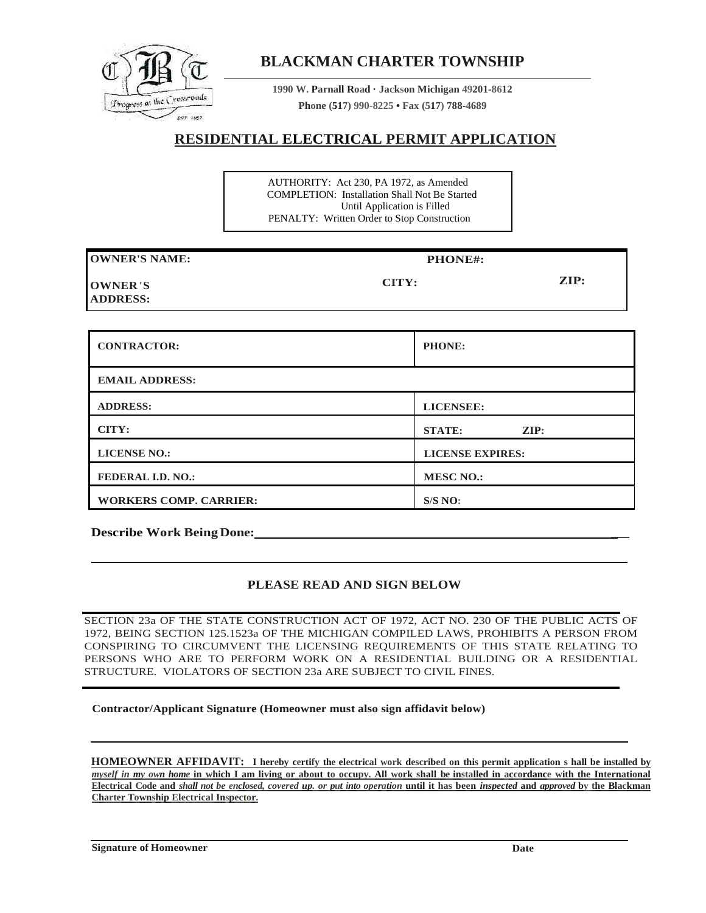# BLACKMAN CHARTER TOWNSHIP

**1990 W. Parnall Road · Jackson Michigan 49201-8612**
**Phone (517) 990-8225 • Fax (517) 788-4689**

## RESIDENTIAL ELECTRICAL PERMIT APPLICATION

AUTHORITY: Act 230, PA 1972, as Amended
COMPLETION: Installation Shall Not Be Started Until Application is Filled
PENALTY: Written Order to Stop Construction

| | | |
|---|---|---|
| **OWNER'S NAME:** | **PHONE#:** | |
| **OWNER'S ADDRESS:** | **CITY:** | **ZIP:** |

| | |
|---|---|
| **CONTRACTOR:** | **PHONE:** |
| **EMAIL ADDRESS:** | |
| **ADDRESS:** | **LICENSEE:** |
| **CITY:** | **STATE: ZIP:** |
| **LICENSE NO.:** | **LICENSE EXPIRES:** |
| **FEDERAL I.D. NO.:** | **MESC NO.:** |
| **WORKERS COMP. CARRIER:** | **S/S NO:** |

**Describe Work Being Done:** ______________________________________________

______________________________________________

### PLEASE READ AND SIGN BELOW

SECTION 23a OF THE STATE CONSTRUCTION ACT OF 1972, ACT NO. 230 OF THE PUBLIC ACTS OF 1972, BEING SECTION 125.1523a OF THE MICHIGAN COMPILED LAWS, PROHIBITS A PERSON FROM CONSPIRING TO CIRCUMVENT THE LICENSING REQUIREMENTS OF THIS STATE RELATING TO PERSONS WHO ARE TO PERFORM WORK ON A RESIDENTIAL BUILDING OR A RESIDENTIAL STRUCTURE. VIOLATORS OF SECTION 23a ARE SUBJECT TO CIVIL FINES.

**Contractor/Applicant Signature (Homeowner must also sign affidavit below)**

______________________________________________

**HOMEOWNER AFFIDAVIT: I hereby certify the electrical work described on this permit application shall be installed by *myself in my own home* in which I am living or about to occupy. All work shall be installed in accordance with the International Electrical Code and *shall not be enclosed, covered up, or put into operation* until it has been *inspected* and *approved* by the Blackman Charter Township Electrical Inspector.**

______________________________________________

**Signature of Homeowner** **Date**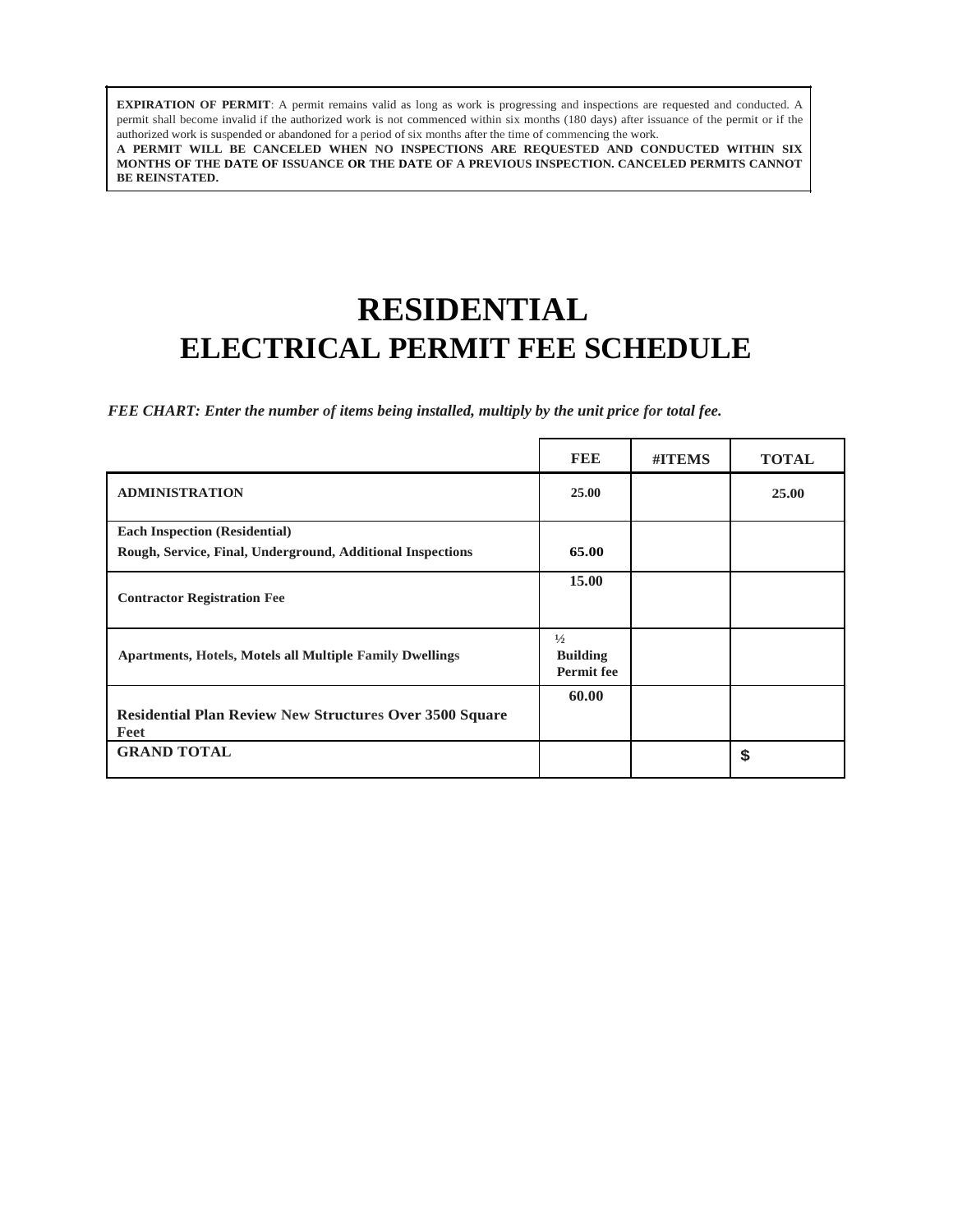**EXPIRATION OF PERMIT**: A permit remains valid as long as work is progressing and inspections are requested and conducted. A permit shall become invalid if the authorized work is not commenced within six months (180 days) after issuance of the permit or if the authorized work is suspended or abandoned for a period of six months after the time of commencing the work.
**A PERMIT WILL BE CANCELED WHEN NO INSPECTIONS ARE REQUESTED AND CONDUCTED WITHIN SIX MONTHS OF THE DATE OF ISSUANCE OR THE DATE OF A PREVIOUS INSPECTION. CANCELED PERMITS CANNOT BE REINSTATED.**

# RESIDENTIAL
# ELECTRICAL PERMIT FEE SCHEDULE

***FEE CHART: Enter the number of items being installed, multiply by the unit price for total fee.***

| | FEE | #ITEMS | TOTAL |
|---|---|---|---|
| **ADMINISTRATION** | **25.00** | | **25.00** |
| **Each Inspection (Residential)**<br>**Rough, Service, Final, Underground, Additional Inspections** | **65.00** | | |
| **Contractor Registration Fee** | **15.00** | | |
| **Apartments, Hotels, Motels all Multiple Family Dwellings** | **½ Building Permit fee** | | |
| **Residential Plan Review New Structures Over 3500 Square Feet** | **60.00** | | |
| **GRAND TOTAL** | | | **$** |